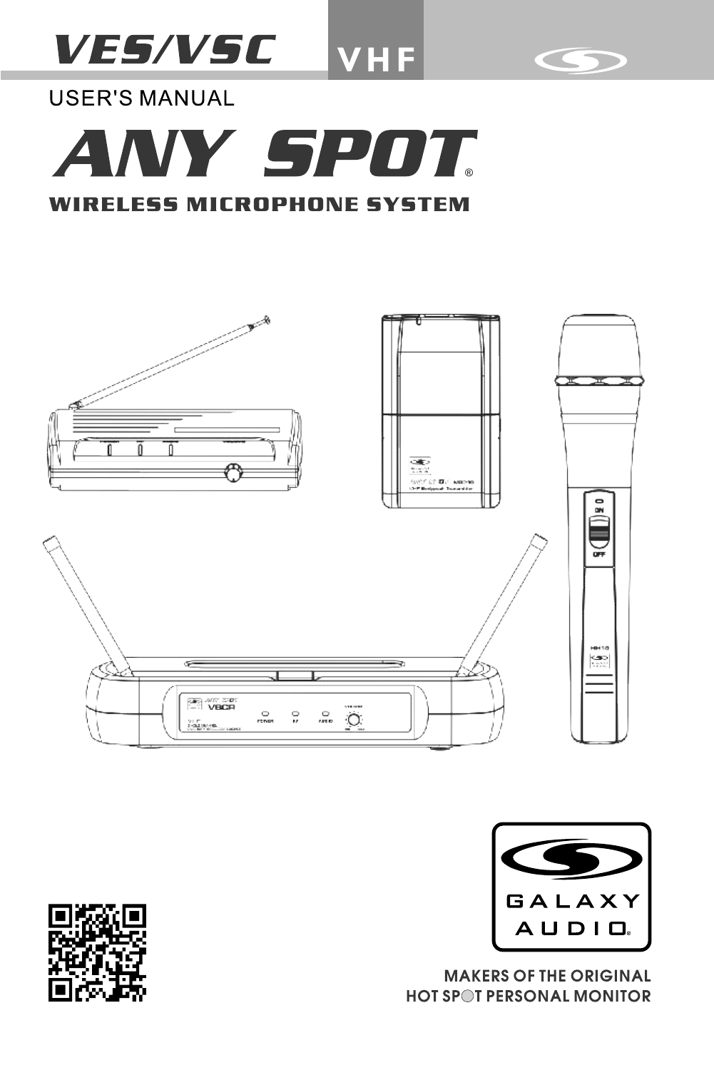# VES/VSC VHF

USER'S MANUAL

# ANY SPOT®

## WIRELESS MICROPHONE SYSTEM

GALAXY AUDIO®

MAKERS OF THE ORIGINAL
HOT SPOT PERSONAL MONITOR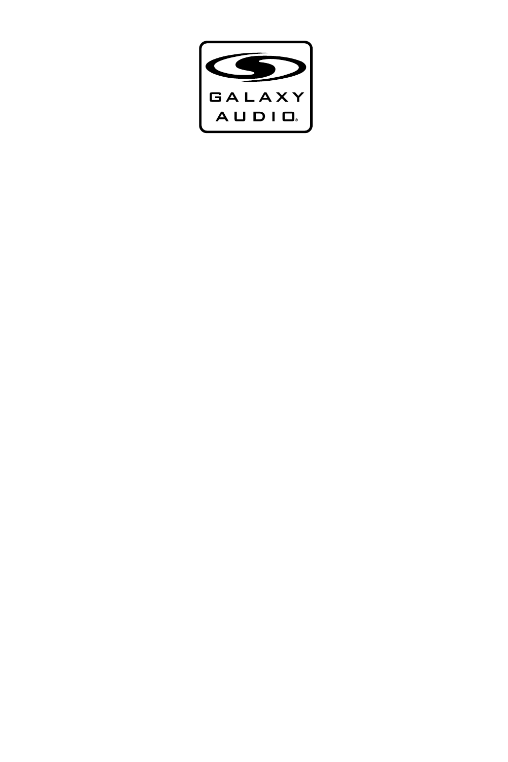GALAXY AUDIO®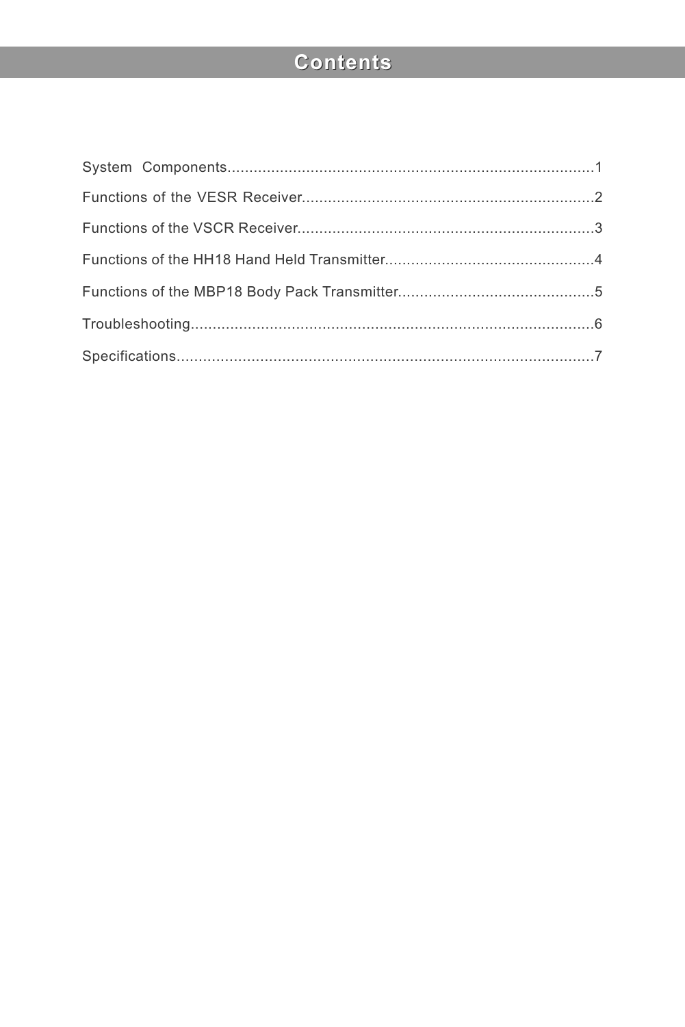# Contents

System Components....................................................................................1

Functions of the VESR Receiver...................................................................2

Functions of the VSCR Receiver...................................................................3

Functions of the HH18 Hand Held Transmitter...............................................4

Functions of the MBP18 Body Pack Transmitter............................................5

Troubleshooting............................................................................................6

Specifications...............................................................................................7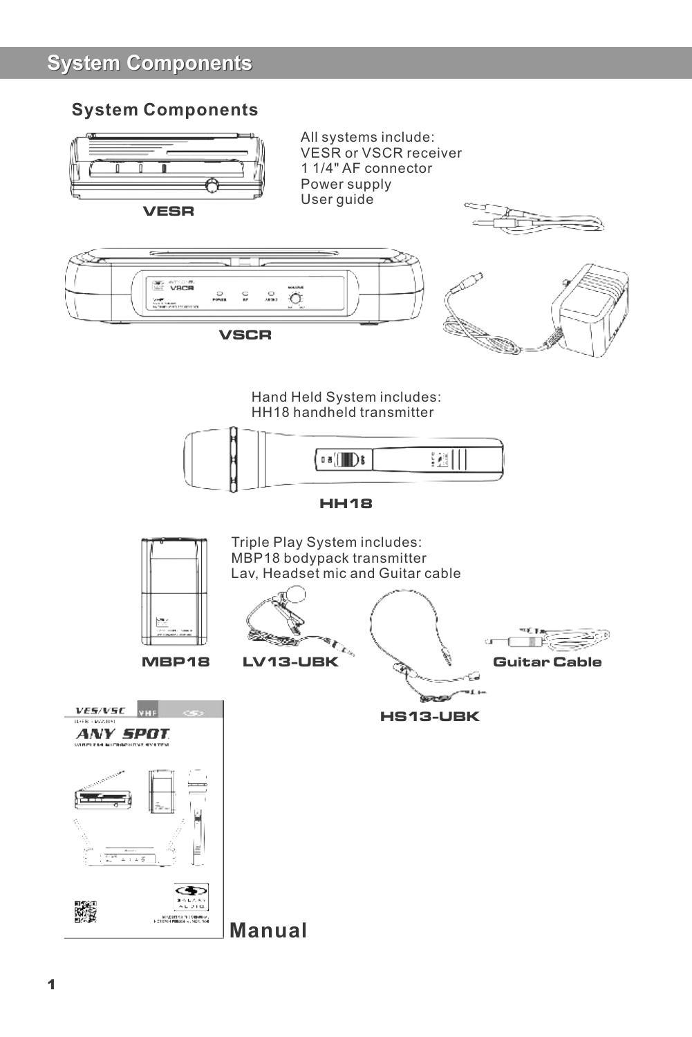# System Components

## System Components

All systems include:
VESR or VSCR receiver
1 1/4" AF connector
Power supply
User guide

VESR

VSCR

Hand Held System includes:
HH18 handheld transmitter

HH18

Triple Play System includes:
MBP18 bodypack transmitter
Lav, Headset mic and Guitar cable

MBP18

LV13-UBK

HS13-UBK

Guitar Cable

Manual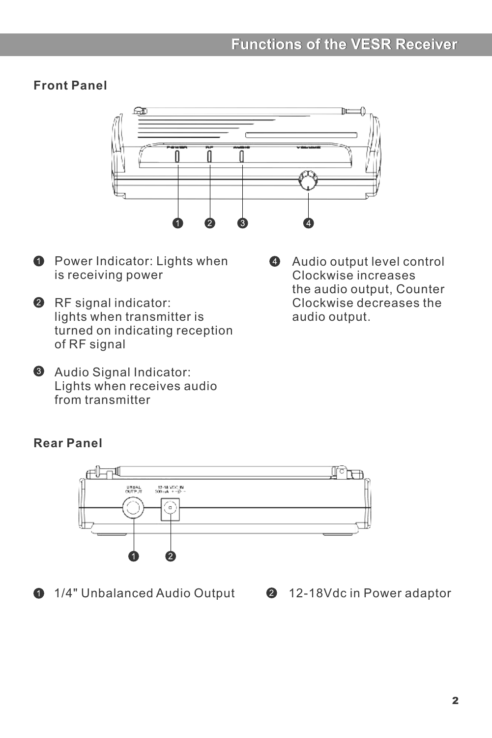# Functions of the VESR Receiver

## Front Panel

1. Power Indicator: Lights when is receiving power

2. RF signal indicator: lights when transmitter is turned on indicating reception of RF signal

3. Audio Signal Indicator: Lights when receives audio from transmitter

4. Audio output level control Clockwise increases the audio output, Counter Clockwise decreases the audio output.

## Rear Panel

1. 1/4" Unbalanced Audio Output

2. 12-18Vdc in Power adaptor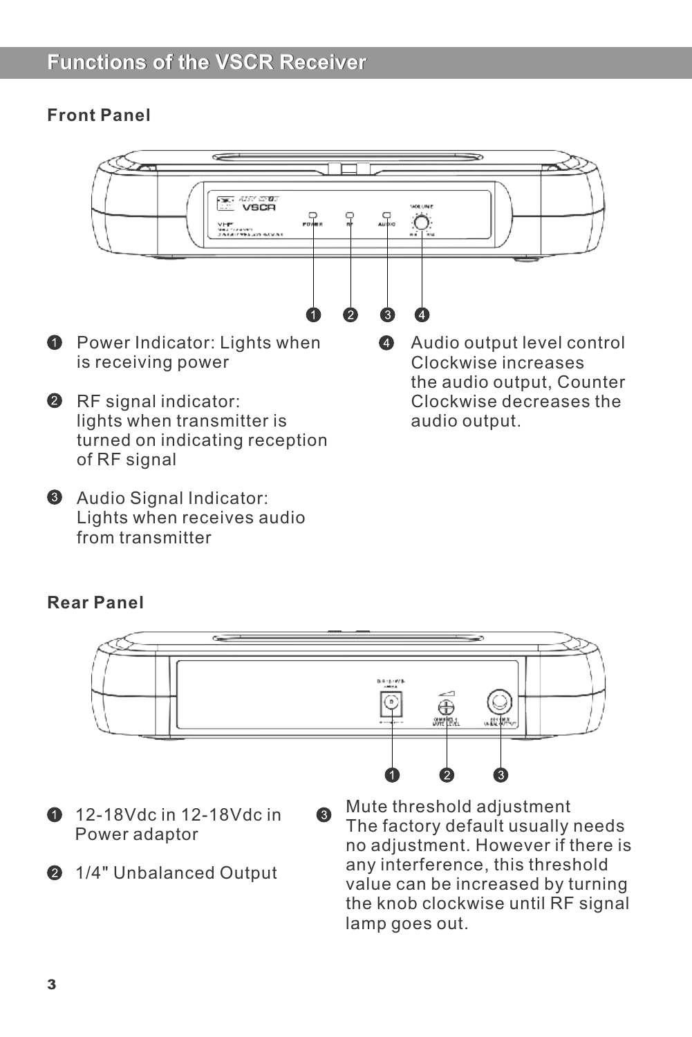# Functions of the VSCR Receiver

## Front Panel

1. Power Indicator: Lights when is receiving power

2. RF signal indicator: lights when transmitter is turned on indicating reception of RF signal

3. Audio Signal Indicator: Lights when receives audio from transmitter

4. Audio output level control Clockwise increases the audio output, Counter Clockwise decreases the audio output.

## Rear Panel

1. 12-18Vdc in 12-18Vdc in Power adaptor

2. 1/4" Unbalanced Output

3. Mute threshold adjustment
The factory default usually needs no adjustment. However if there is any interference, this threshold value can be increased by turning the knob clockwise until RF signal lamp goes out.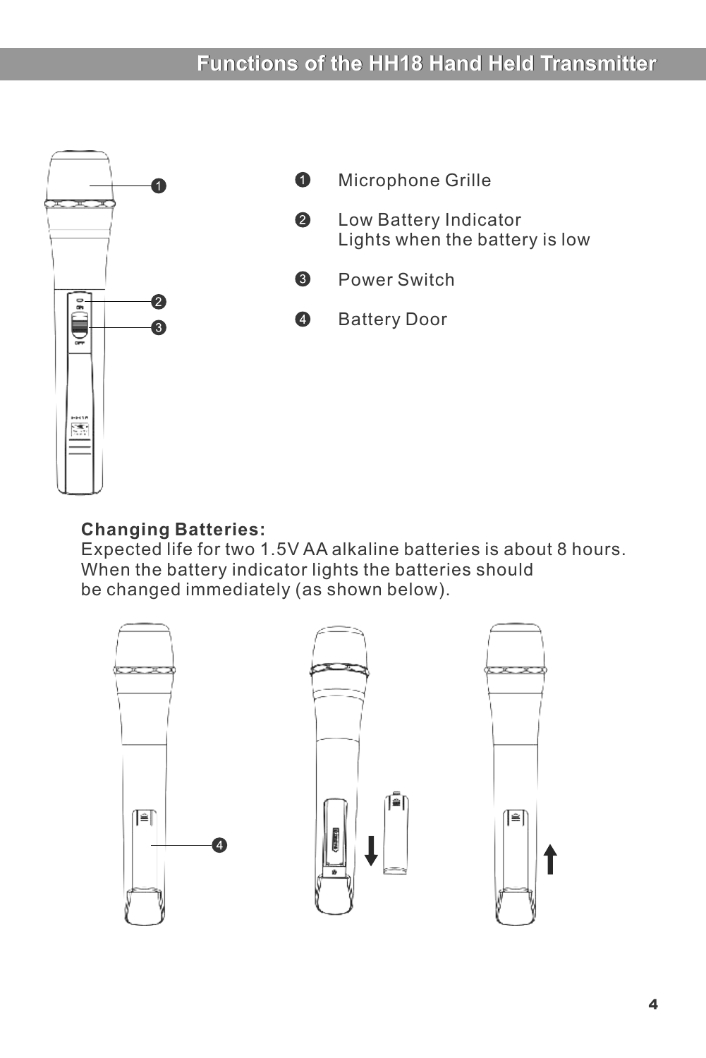# Functions of the HH18 Hand Held Transmitter

1. Microphone Grille
2. Low Battery Indicator
   Lights when the battery is low
3. Power Switch
4. Battery Door

**Changing Batteries:**
Expected life for two 1.5V AA alkaline batteries is about 8 hours. When the battery indicator lights the batteries should be changed immediately (as shown below).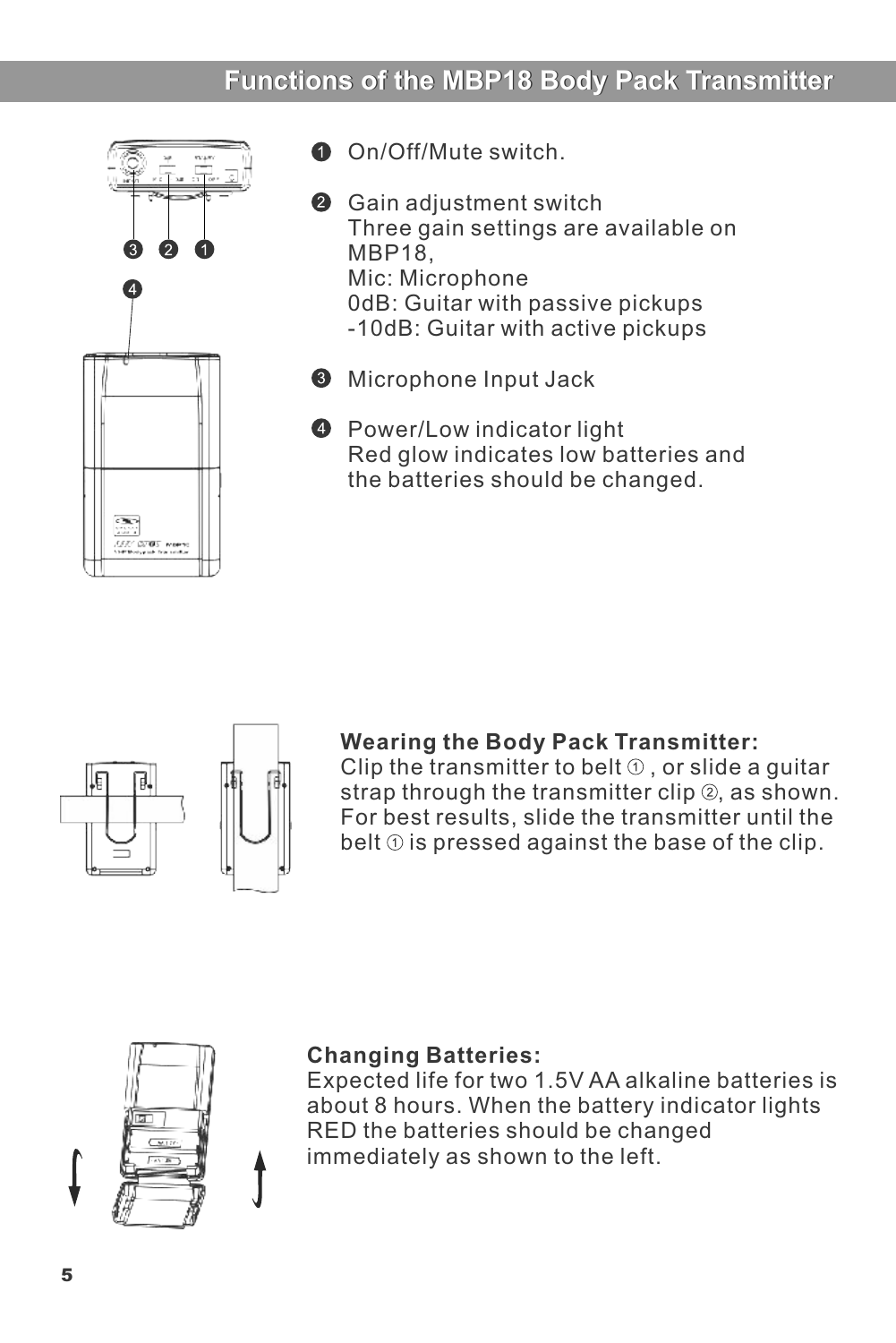# Functions of the MBP18 Body Pack Transmitter

1. On/Off/Mute switch.

2. Gain adjustment switch
   Three gain settings are available on MBP18,
   Mic: Microphone
   0dB: Guitar with passive pickups
   -10dB: Guitar with active pickups

3. Microphone Input Jack

4. Power/Low indicator light
   Red glow indicates low batteries and the batteries should be changed.

**Wearing the Body Pack Transmitter:**
Clip the transmitter to belt ①, or slide a guitar strap through the transmitter clip ②, as shown. For best results, slide the transmitter until the belt ① is pressed against the base of the clip.

**Changing Batteries:**
Expected life for two 1.5V AA alkaline batteries is about 8 hours. When the battery indicator lights RED the batteries should be changed immediately as shown to the left.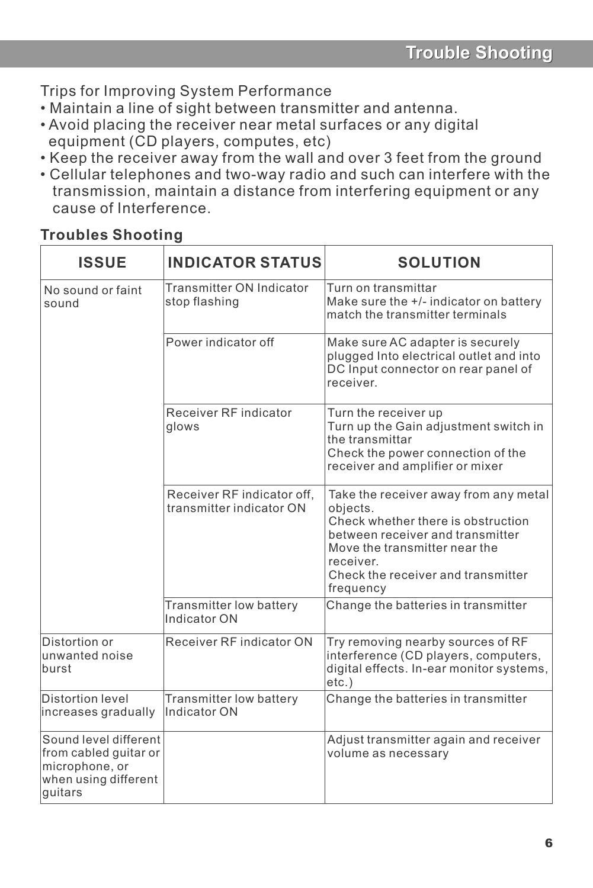# Trouble Shooting

Trips for Improving System Performance

- Maintain a line of sight between transmitter and antenna.
- Avoid placing the receiver near metal surfaces or any digital equipment (CD players, computes, etc)
- Keep the receiver away from the wall and over 3 feet from the ground
- Cellular telephones and two-way radio and such can interfere with the transmission, maintain a distance from interfering equipment or any cause of Interference.

## Troubles Shooting

| ISSUE | INDICATOR STATUS | SOLUTION |
|---|---|---|
| No sound or faint sound | Transmitter ON Indicator stop flashing | Turn on transmittar<br>Make sure the +/- indicator on battery match the transmitter terminals |
| | Power indicator off | Make sure AC adapter is securely plugged Into electrical outlet and into DC Input connector on rear panel of receiver. |
| | Receiver RF indicator glows | Turn the receiver up<br>Turn up the Gain adjustment switch in the transmittar<br>Check the power connection of the receiver and amplifier or mixer |
| | Receiver RF indicator off, transmitter indicator ON | Take the receiver away from any metal objects.<br>Check whether there is obstruction between receiver and transmitter<br>Move the transmitter near the receiver.<br>Check the receiver and transmitter frequency |
| | Transmitter low battery Indicator ON | Change the batteries in transmitter |
| Distortion or unwanted noise burst | Receiver RF indicator ON | Try removing nearby sources of RF interference (CD players, computers, digital effects. In-ear monitor systems, etc.) |
| Distortion level increases gradually | Transmitter low battery Indicator ON | Change the batteries in transmitter |
| Sound level different from cabled guitar or microphone, or when using different guitars | | Adjust transmitter again and receiver volume as necessary |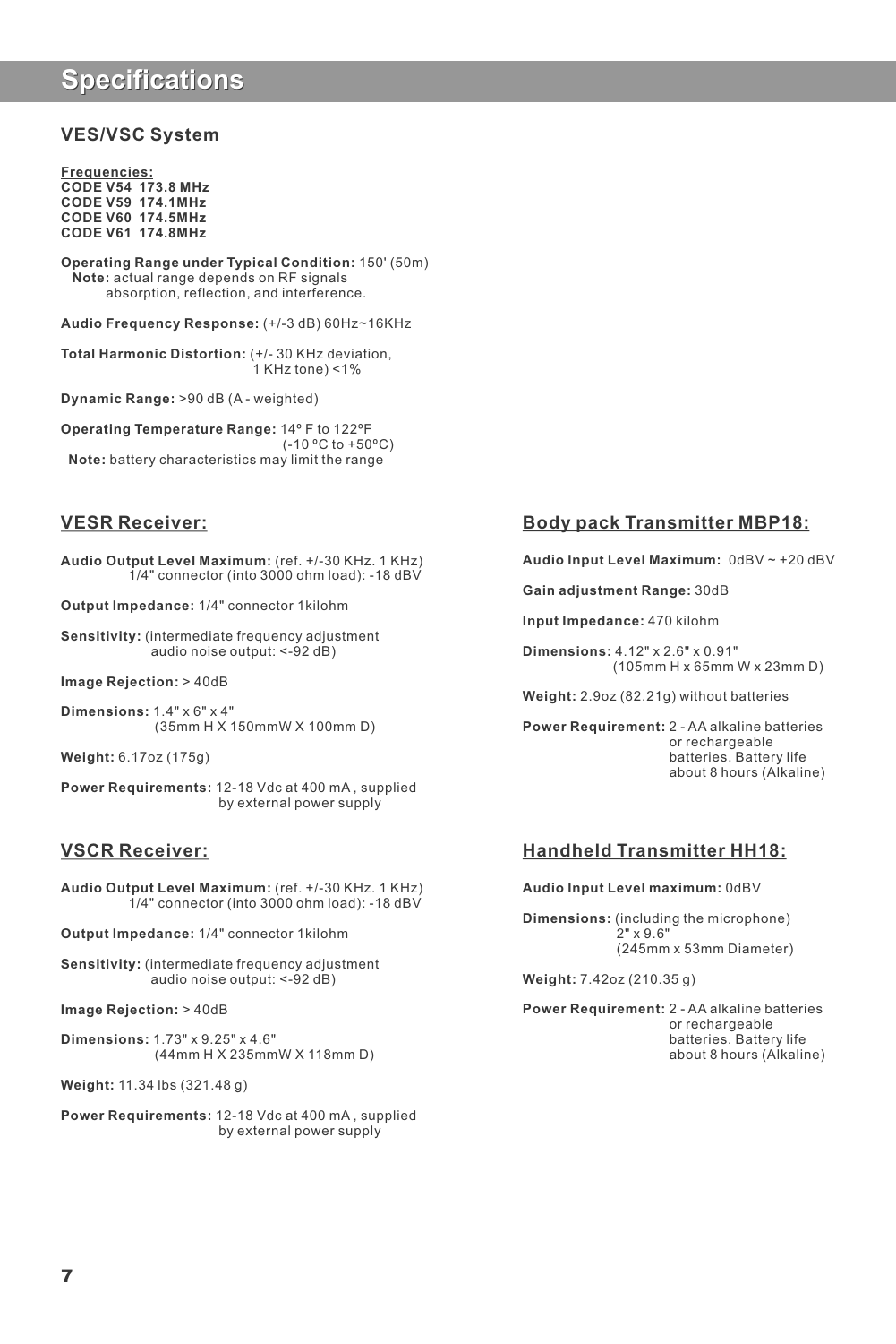# Specifications

## VES/VSC System

**Frequencies:**
**CODE V54 173.8 MHz**
**CODE V59 174.1MHz**
**CODE V60 174.5MHz**
**CODE V61 174.8MHz**

**Operating Range under Typical Condition:** 150' (50m)
**Note:** actual range depends on RF signals absorption, reflection, and interference.

**Audio Frequency Response:** (+/-3 dB) 60Hz~16KHz

**Total Harmonic Distortion:** (+/- 30 KHz deviation, 1 KHz tone) <1%

**Dynamic Range:** >90 dB (A - weighted)

**Operating Temperature Range:** 14º F to 122ºF (-10 ºC to +50ºC)
**Note:** battery characteristics may limit the range

## VESR Receiver:

**Audio Output Level Maximum:** (ref. +/-30 KHz. 1 KHz) 1/4" connector (into 3000 ohm load): -18 dBV

**Output Impedance:** 1/4" connector 1kilohm

**Sensitivity:** (intermediate frequency adjustment audio noise output: <-92 dB)

**Image Rejection:** > 40dB

**Dimensions:** 1.4" x 6" x 4" (35mm H X 150mmW X 100mm D)

**Weight:** 6.17oz (175g)

**Power Requirements:** 12-18 Vdc at 400 mA , supplied by external power supply

## VSCR Receiver:

**Audio Output Level Maximum:** (ref. +/-30 KHz. 1 KHz) 1/4" connector (into 3000 ohm load): -18 dBV

**Output Impedance:** 1/4" connector 1kilohm

**Sensitivity:** (intermediate frequency adjustment audio noise output: <-92 dB)

**Image Rejection:** > 40dB

**Dimensions:** 1.73" x 9.25" x 4.6" (44mm H X 235mmW X 118mm D)

**Weight:** 11.34 lbs (321.48 g)

**Power Requirements:** 12-18 Vdc at 400 mA , supplied by external power supply

## Body pack Transmitter MBP18:

**Audio Input Level Maximum:** 0dBV ~ +20 dBV

**Gain adjustment Range:** 30dB

**Input Impedance:** 470 kilohm

**Dimensions:** 4.12" x 2.6" x 0.91" (105mm H x 65mm W x 23mm D)

**Weight:** 2.9oz (82.21g) without batteries

**Power Requirement:** 2 - AA alkaline batteries or rechargeable batteries. Battery life about 8 hours (Alkaline)

## Handheld Transmitter HH18:

**Audio Input Level maximum:** 0dBV

**Dimensions:** (including the microphone) 2" x 9.6" (245mm x 53mm Diameter)

**Weight:** 7.42oz (210.35 g)

**Power Requirement:** 2 - AA alkaline batteries or rechargeable batteries. Battery life about 8 hours (Alkaline)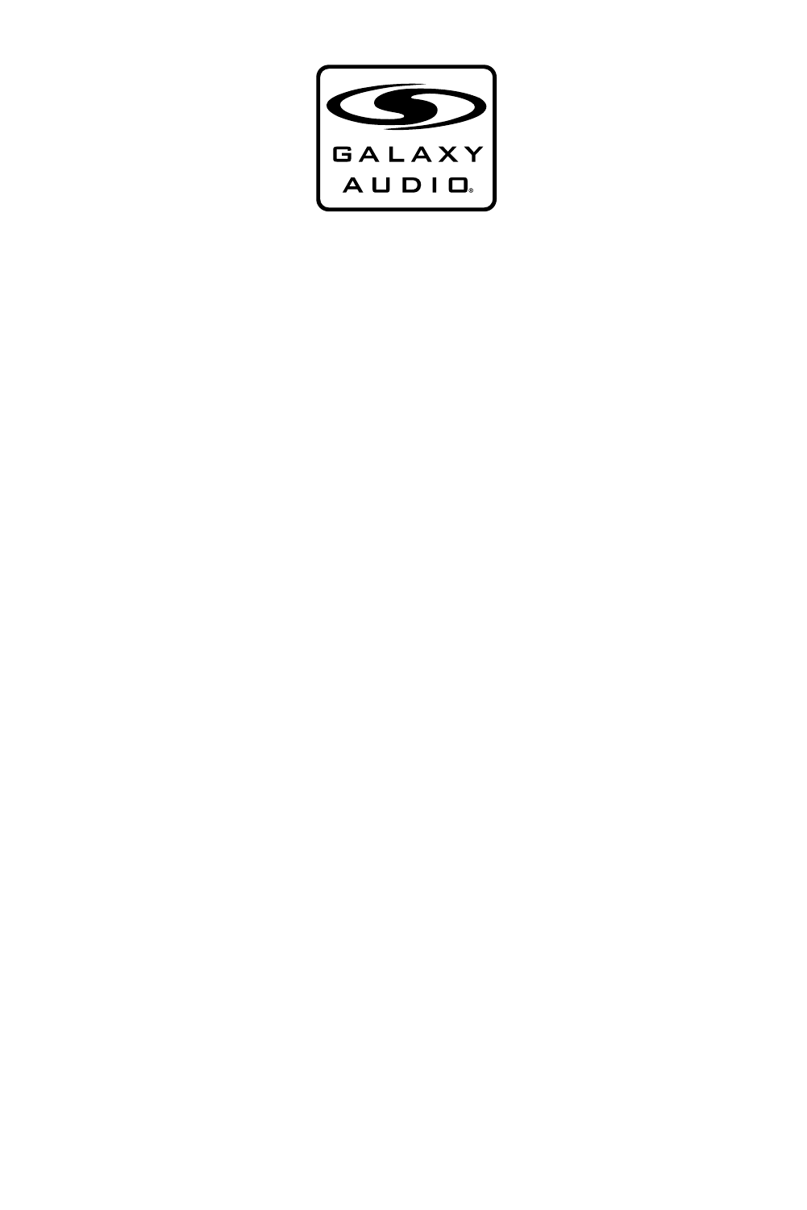GALAXY AUDIO®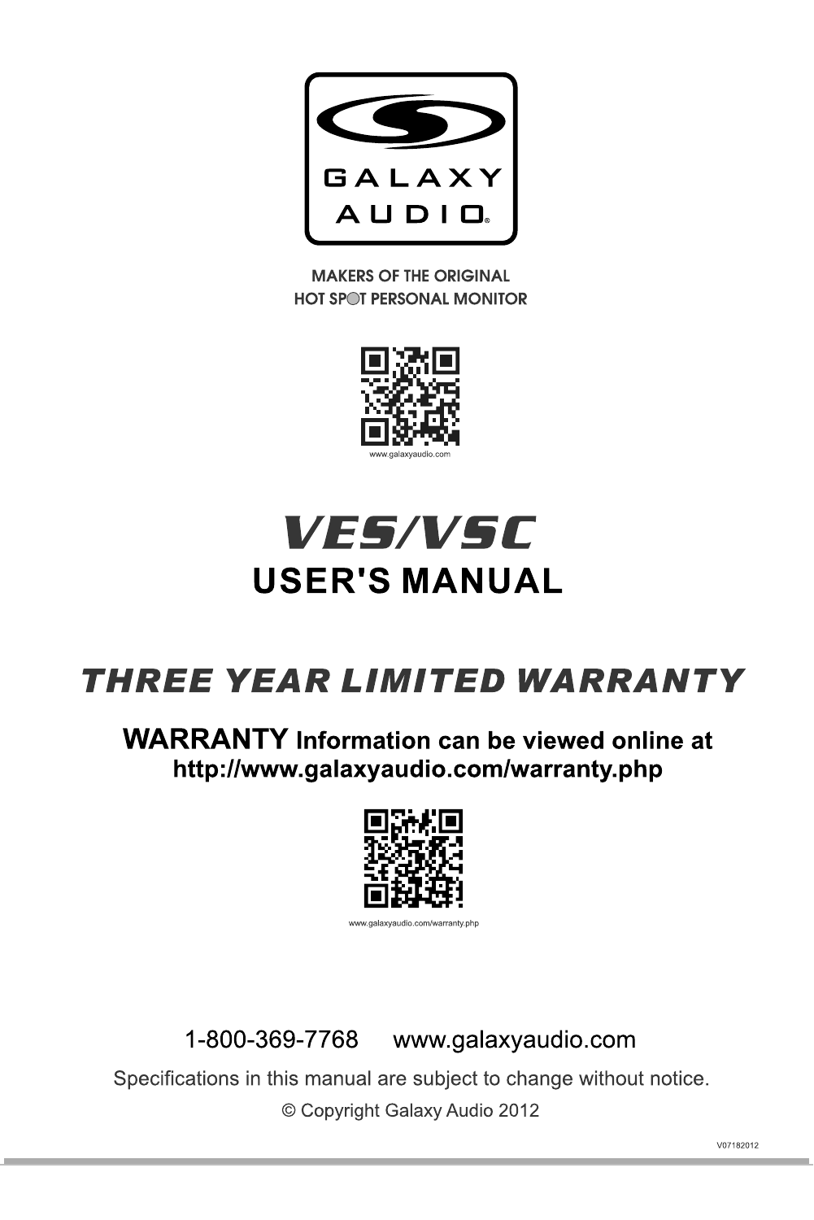GALAXY AUDIO®

MAKERS OF THE ORIGINAL
HOT SPOT PERSONAL MONITOR

www.galaxyaudio.com

# VES/VSC
# USER'S MANUAL

## THREE YEAR LIMITED WARRANTY

**WARRANTY Information can be viewed online at**
**http://www.galaxyaudio.com/warranty.php**

www.galaxyaudio.com/warranty.php

1-800-369-7768 www.galaxyaudio.com

Specifications in this manual are subject to change without notice.

© Copyright Galaxy Audio 2012

V07182012